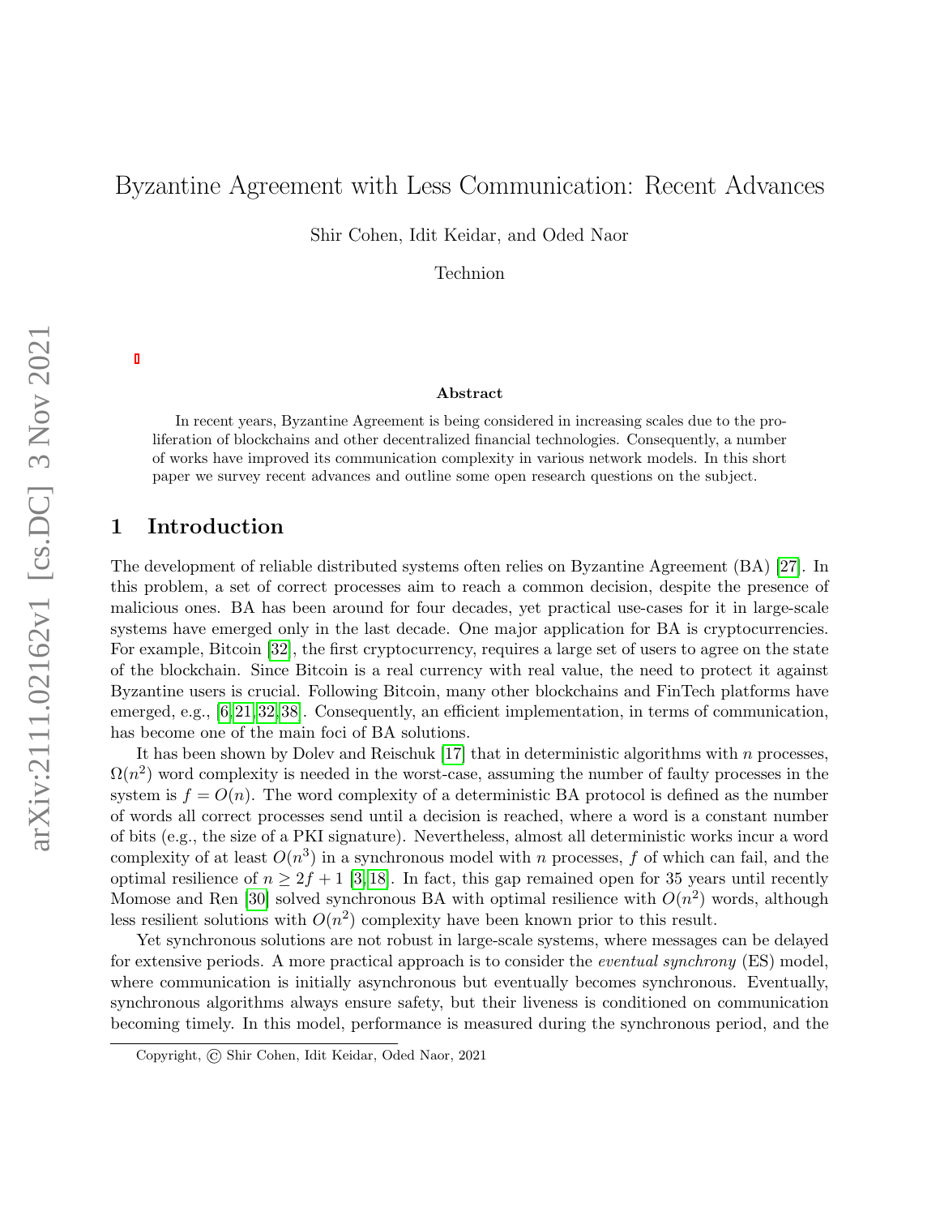# Byzantine Agreement with Less Communication: Recent Advances

Shir Cohen, Idit Keidar, and Oded Naor

Technion

### Abstract

In recent years, Byzantine Agreement is being considered in increasing scales due to the proliferation of blockchains and other decentralized financial technologies. Consequently, a number of works have improved its communication complexity in various network models. In this short paper we survey recent advances and outline some open research questions on the subject.

## 1 Introduction

The development of reliable distributed systems often relies on Byzantine Agreement (BA) [27]. In this problem, a set of correct processes aim to reach a common decision, despite the presence of malicious ones. BA has been around for four decades, yet practical use-cases for it in large-scale systems have emerged only in the last decade. One major application for BA is cryptocurrencies. For example, Bitcoin [32], the first cryptocurrency, requires a large set of users to agree on the state of the blockchain. Since Bitcoin is a real currency with real value, the need to protect it against Byzantine users is crucial. Following Bitcoin, many other blockchains and FinTech platforms have emerged, e.g., [6,21,32,38]. Consequently, an efficient implementation, in terms of communication, has become one of the main foci of BA solutions.

It has been shown by Dolev and Reischuk [17] that in deterministic algorithms with $n$ processes, $\Omega(n^2)$ word complexity is needed in the worst-case, assuming the number of faulty processes in the system is $f = O(n)$. The word complexity of a deterministic BA protocol is defined as the number of words all correct processes send until a decision is reached, where a word is a constant number of bits (e.g., the size of a PKI signature). Nevertheless, almost all deterministic works incur a word complexity of at least $O(n^3)$ in a synchronous model with $n$ processes, $f$ of which can fail, and the optimal resilience of $n \geq 2f + 1$ [3,18]. In fact, this gap remained open for 35 years until recently Momose and Ren [30] solved synchronous BA with optimal resilience with $O(n^2)$ words, although less resilient solutions with $O(n^2)$ complexity have been known prior to this result.

Yet synchronous solutions are not robust in large-scale systems, where messages can be delayed for extensive periods. A more practical approach is to consider the *eventual synchrony* (ES) model, where communication is initially asynchronous but eventually becomes synchronous. Eventually, synchronous algorithms always ensure safety, but their liveness is conditioned on communication becoming timely. In this model, performance is measured during the synchronous period, and the

Copyright, © Shir Cohen, Idit Keidar, Oded Naor, 2021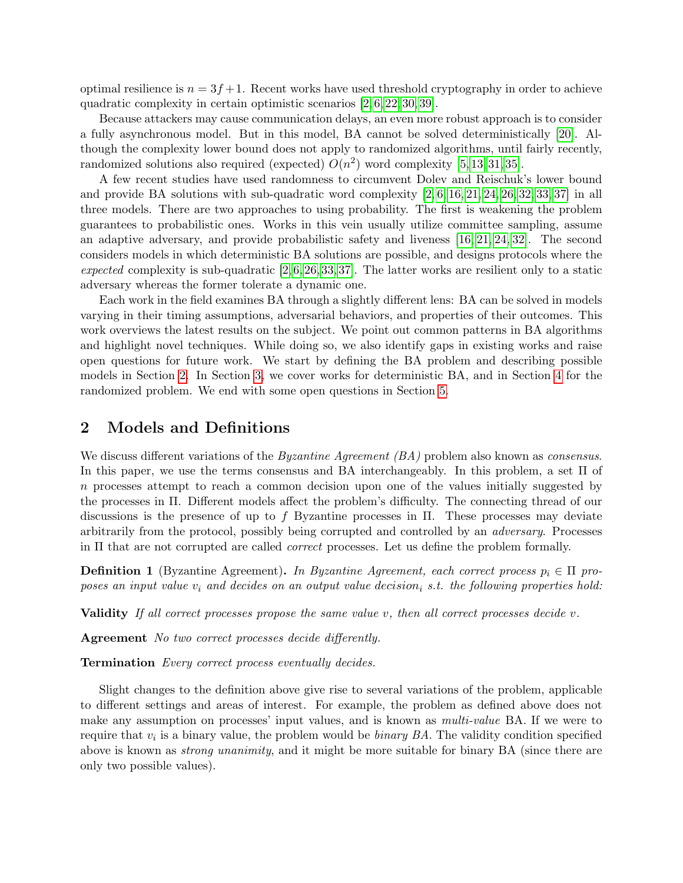optimal resilience is $n = 3f+1$. Recent works have used threshold cryptography in order to achieve quadratic complexity in certain optimistic scenarios [2,6,22,30,39].

Because attackers may cause communication delays, an even more robust approach is to consider a fully asynchronous model. But in this model, BA cannot be solved deterministically [20]. Although the complexity lower bound does not apply to randomized algorithms, until fairly recently, randomized solutions also required (expected) $O(n^2)$ word complexity [5,13,31,35].

A few recent studies have used randomness to circumvent Dolev and Reischuk's lower bound and provide BA solutions with sub-quadratic word complexity [2,6,16,21,24,26,32,33,37] in all three models. There are two approaches to using probability. The first is weakening the problem guarantees to probabilistic ones. Works in this vein usually utilize committee sampling, assume an adaptive adversary, and provide probabilistic safety and liveness [16,21,24,32]. The second considers models in which deterministic BA solutions are possible, and designs protocols where the *expected* complexity is sub-quadratic [2,6,26,33,37]. The latter works are resilient only to a static adversary whereas the former tolerate a dynamic one.

Each work in the field examines BA through a slightly different lens: BA can be solved in models varying in their timing assumptions, adversarial behaviors, and properties of their outcomes. This work overviews the latest results on the subject. We point out common patterns in BA algorithms and highlight novel techniques. While doing so, we also identify gaps in existing works and raise open questions for future work. We start by defining the BA problem and describing possible models in Section 2. In Section 3, we cover works for deterministic BA, and in Section 4 for the randomized problem. We end with some open questions in Section 5.

## 2 Models and Definitions

We discuss different variations of the *Byzantine Agreement (BA)* problem also known as *consensus*. In this paper, we use the terms consensus and BA interchangeably. In this problem, a set $\Pi$ of $n$ processes attempt to reach a common decision upon one of the values initially suggested by the processes in $\Pi$. Different models affect the problem's difficulty. The connecting thread of our discussions is the presence of up to $f$ Byzantine processes in $\Pi$. These processes may deviate arbitrarily from the protocol, possibly being corrupted and controlled by an *adversary*. Processes in $\Pi$ that are not corrupted are called *correct* processes. Let us define the problem formally.

**Definition 1** (Byzantine Agreement). *In Byzantine Agreement, each correct process $p_i \in \Pi$ proposes an input value $v_i$ and decides on an output value $decision_i$ s.t. the following properties hold:*

**Validity** *If all correct processes propose the same value $v$, then all correct processes decide $v$.*

**Agreement** *No two correct processes decide differently.*

**Termination** *Every correct process eventually decides.*

Slight changes to the definition above give rise to several variations of the problem, applicable to different settings and areas of interest. For example, the problem as defined above does not make any assumption on processes' input values, and is known as *multi-value* BA. If we were to require that $v_i$ is a binary value, the problem would be *binary BA*. The validity condition specified above is known as *strong unanimity*, and it might be more suitable for binary BA (since there are only two possible values).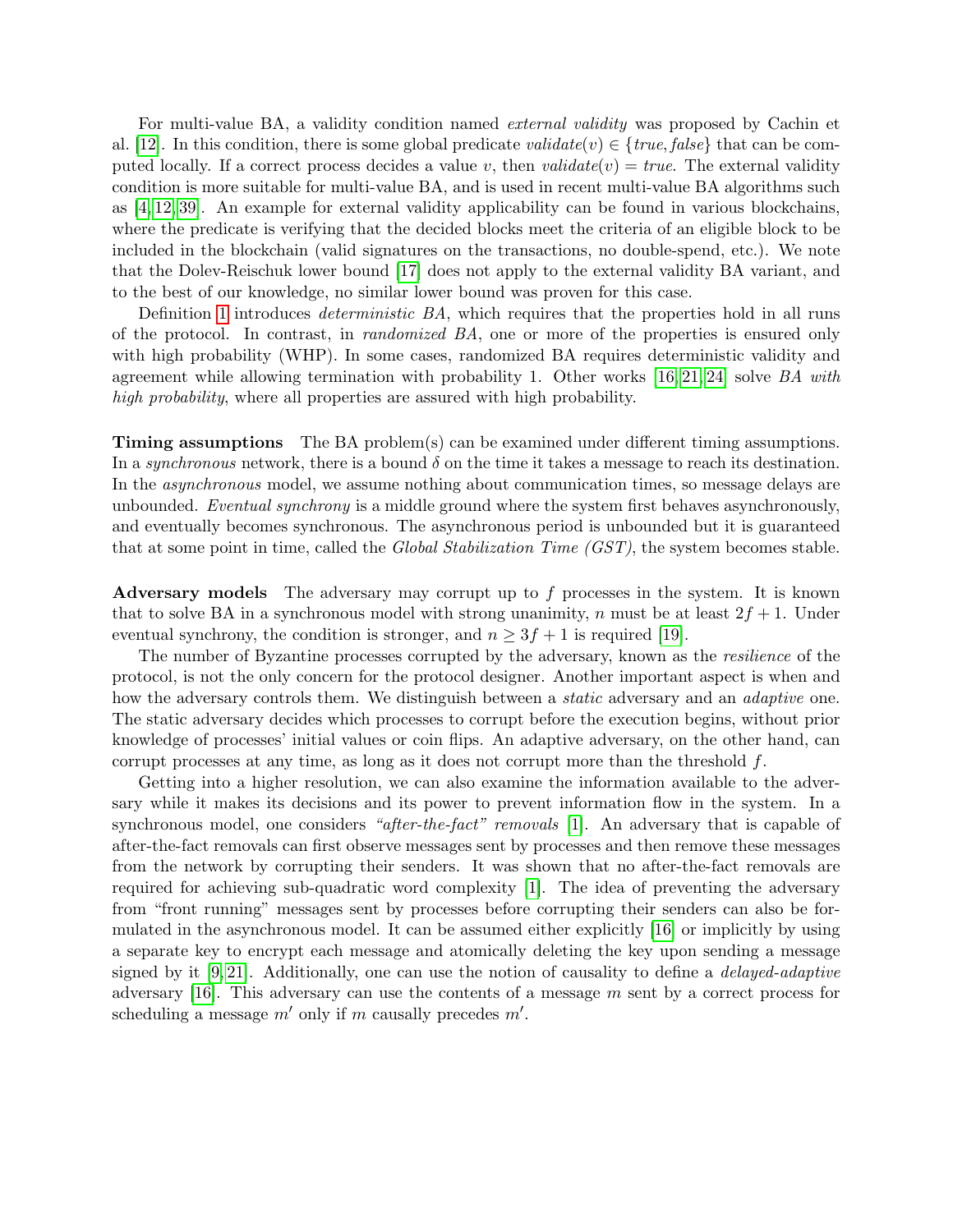For multi-value BA, a validity condition named *external validity* was proposed by Cachin et al. [12]. In this condition, there is some global predicate $validate(v) \in \{true, false\}$ that can be computed locally. If a correct process decides a value $v$, then $validate(v) = true$. The external validity condition is more suitable for multi-value BA, and is used in recent multi-value BA algorithms such as [4, 12, 39]. An example for external validity applicability can be found in various blockchains, where the predicate is verifying that the decided blocks meet the criteria of an eligible block to be included in the blockchain (valid signatures on the transactions, no double-spend, etc.). We note that the Dolev-Reischuk lower bound [17] does not apply to the external validity BA variant, and to the best of our knowledge, no similar lower bound was proven for this case.

Definition 1 introduces *deterministic BA*, which requires that the properties hold in all runs of the protocol. In contrast, in *randomized BA*, one or more of the properties is ensured only with high probability (WHP). In some cases, randomized BA requires deterministic validity and agreement while allowing termination with probability 1. Other works [16, 21, 24] solve *BA with high probability*, where all properties are assured with high probability.

**Timing assumptions** The BA problem(s) can be examined under different timing assumptions. In a *synchronous* network, there is a bound $\delta$ on the time it takes a message to reach its destination. In the *asynchronous* model, we assume nothing about communication times, so message delays are unbounded. *Eventual synchrony* is a middle ground where the system first behaves asynchronously, and eventually becomes synchronous. The asynchronous period is unbounded but it is guaranteed that at some point in time, called the *Global Stabilization Time (GST)*, the system becomes stable.

**Adversary models** The adversary may corrupt up to $f$ processes in the system. It is known that to solve BA in a synchronous model with strong unanimity, $n$ must be at least $2f + 1$. Under eventual synchrony, the condition is stronger, and $n \geq 3f + 1$ is required [19].

The number of Byzantine processes corrupted by the adversary, known as the *resilience* of the protocol, is not the only concern for the protocol designer. Another important aspect is when and how the adversary controls them. We distinguish between a *static* adversary and an *adaptive* one. The static adversary decides which processes to corrupt before the execution begins, without prior knowledge of processes' initial values or coin flips. An adaptive adversary, on the other hand, can corrupt processes at any time, as long as it does not corrupt more than the threshold $f$.

Getting into a higher resolution, we can also examine the information available to the adversary while it makes its decisions and its power to prevent information flow in the system. In a synchronous model, one considers *"after-the-fact" removals* [1]. An adversary that is capable of after-the-fact removals can first observe messages sent by processes and then remove these messages from the network by corrupting their senders. It was shown that no after-the-fact removals are required for achieving sub-quadratic word complexity [1]. The idea of preventing the adversary from "front running" messages sent by processes before corrupting their senders can also be formulated in the asynchronous model. It can be assumed either explicitly [16] or implicitly by using a separate key to encrypt each message and atomically deleting the key upon sending a message signed by it [9, 21]. Additionally, one can use the notion of causality to define a *delayed-adaptive* adversary [16]. This adversary can use the contents of a message $m$ sent by a correct process for scheduling a message $m'$ only if $m$ causally precedes $m'$.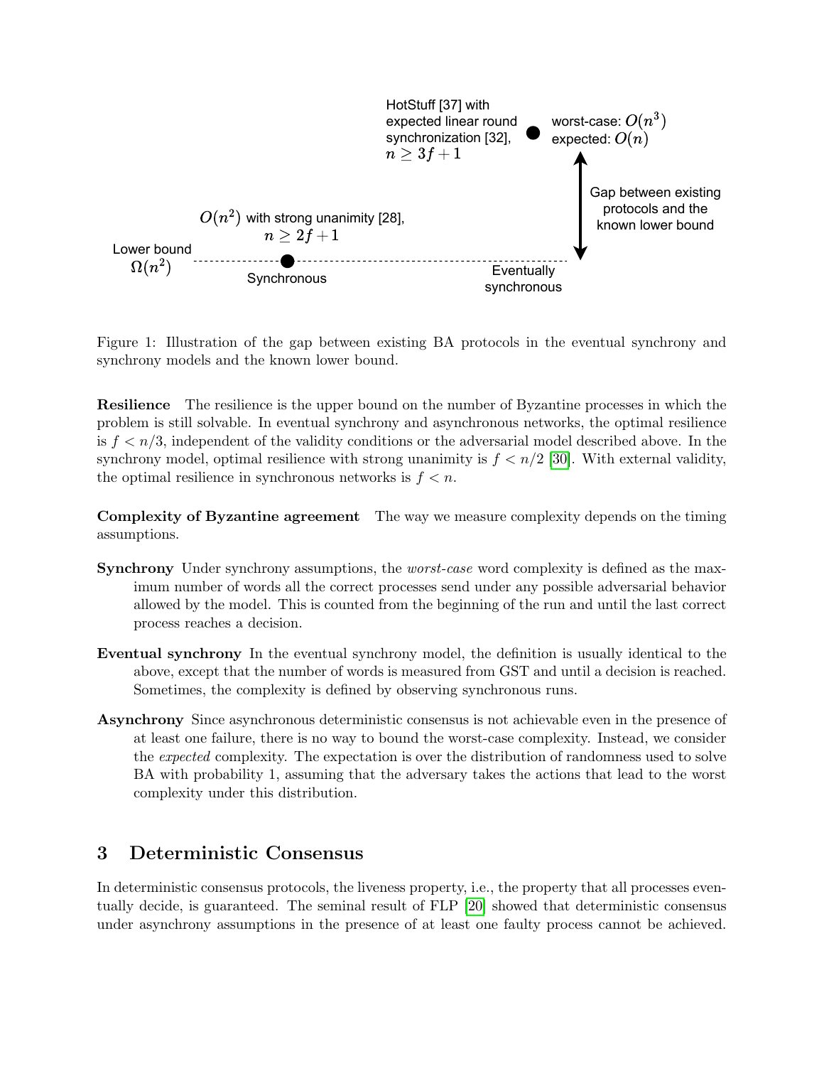HotStuff [37] with expected linear round synchronization [32], $n \geq 3f+1$

worst-case: $O(n^3)$
expected: $O(n)$

Gap between existing protocols and the known lower bound

$O(n^2)$ with strong unanimity [28], $n \geq 2f+1$

Lower bound $\Omega(n^2)$

Synchronous

Eventually synchronous

Figure 1: Illustration of the gap between existing BA protocols in the eventual synchrony and synchrony models and the known lower bound.

**Resilience** The resilience is the upper bound on the number of Byzantine processes in which the problem is still solvable. In eventual synchrony and asynchronous networks, the optimal resilience is $f < n/3$, independent of the validity conditions or the adversarial model described above. In the synchrony model, optimal resilience with strong unanimity is $f < n/2$ [30]. With external validity, the optimal resilience in synchronous networks is $f < n$.

**Complexity of Byzantine agreement** The way we measure complexity depends on the timing assumptions.

**Synchrony** Under synchrony assumptions, the *worst-case* word complexity is defined as the maximum number of words all the correct processes send under any possible adversarial behavior allowed by the model. This is counted from the beginning of the run and until the last correct process reaches a decision.

**Eventual synchrony** In the eventual synchrony model, the definition is usually identical to the above, except that the number of words is measured from GST and until a decision is reached. Sometimes, the complexity is defined by observing synchronous runs.

**Asynchrony** Since asynchronous deterministic consensus is not achievable even in the presence of at least one failure, there is no way to bound the worst-case complexity. Instead, we consider the *expected* complexity. The expectation is over the distribution of randomness used to solve BA with probability 1, assuming that the adversary takes the actions that lead to the worst complexity under this distribution.

## 3 Deterministic Consensus

In deterministic consensus protocols, the liveness property, i.e., the property that all processes eventually decide, is guaranteed. The seminal result of FLP [20] showed that deterministic consensus under asynchrony assumptions in the presence of at least one faulty process cannot be achieved.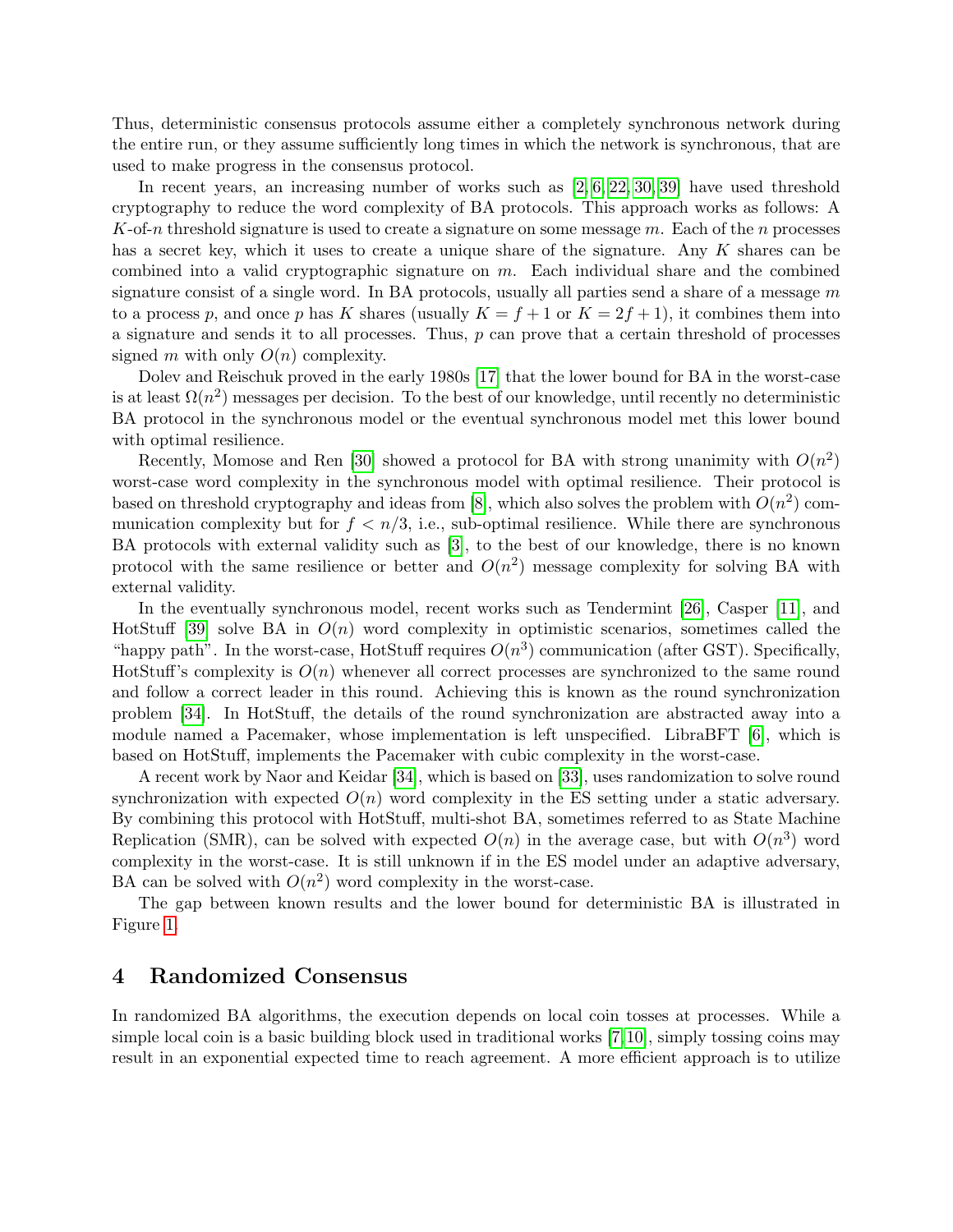Thus, deterministic consensus protocols assume either a completely synchronous network during the entire run, or they assume sufficiently long times in which the network is synchronous, that are used to make progress in the consensus protocol.

In recent years, an increasing number of works such as [2, 6, 22, 30, 39] have used threshold cryptography to reduce the word complexity of BA protocols. This approach works as follows: A $K$-of-$n$ threshold signature is used to create a signature on some message $m$. Each of the $n$ processes has a secret key, which it uses to create a unique share of the signature. Any $K$ shares can be combined into a valid cryptographic signature on $m$. Each individual share and the combined signature consist of a single word. In BA protocols, usually all parties send a share of a message $m$ to a process $p$, and once $p$ has $K$ shares (usually $K = f + 1$ or $K = 2f + 1$), it combines them into a signature and sends it to all processes. Thus, $p$ can prove that a certain threshold of processes signed $m$ with only $O(n)$ complexity.

Dolev and Reischuk proved in the early 1980s [17] that the lower bound for BA in the worst-case is at least $\Omega(n^2)$ messages per decision. To the best of our knowledge, until recently no deterministic BA protocol in the synchronous model or the eventual synchronous model met this lower bound with optimal resilience.

Recently, Momose and Ren [30] showed a protocol for BA with strong unanimity with $O(n^2)$ worst-case word complexity in the synchronous model with optimal resilience. Their protocol is based on threshold cryptography and ideas from [8], which also solves the problem with $O(n^2)$ communication complexity but for $f < n/3$, i.e., sub-optimal resilience. While there are synchronous BA protocols with external validity such as [3], to the best of our knowledge, there is no known protocol with the same resilience or better and $O(n^2)$ message complexity for solving BA with external validity.

In the eventually synchronous model, recent works such as Tendermint [26], Casper [11], and HotStuff [39] solve BA in $O(n)$ word complexity in optimistic scenarios, sometimes called the "happy path". In the worst-case, HotStuff requires $O(n^3)$ communication (after GST). Specifically, HotStuff's complexity is $O(n)$ whenever all correct processes are synchronized to the same round and follow a correct leader in this round. Achieving this is known as the round synchronization problem [34]. In HotStuff, the details of the round synchronization are abstracted away into a module named a Pacemaker, whose implementation is left unspecified. LibraBFT [6], which is based on HotStuff, implements the Pacemaker with cubic complexity in the worst-case.

A recent work by Naor and Keidar [34], which is based on [33], uses randomization to solve round synchronization with expected $O(n)$ word complexity in the ES setting under a static adversary. By combining this protocol with HotStuff, multi-shot BA, sometimes referred to as State Machine Replication (SMR), can be solved with expected $O(n)$ in the average case, but with $O(n^3)$ word complexity in the worst-case. It is still unknown if in the ES model under an adaptive adversary, BA can be solved with $O(n^2)$ word complexity in the worst-case.

The gap between known results and the lower bound for deterministic BA is illustrated in Figure 1.

## 4 Randomized Consensus

In randomized BA algorithms, the execution depends on local coin tosses at processes. While a simple local coin is a basic building block used in traditional works [7, 10], simply tossing coins may result in an exponential expected time to reach agreement. A more efficient approach is to utilize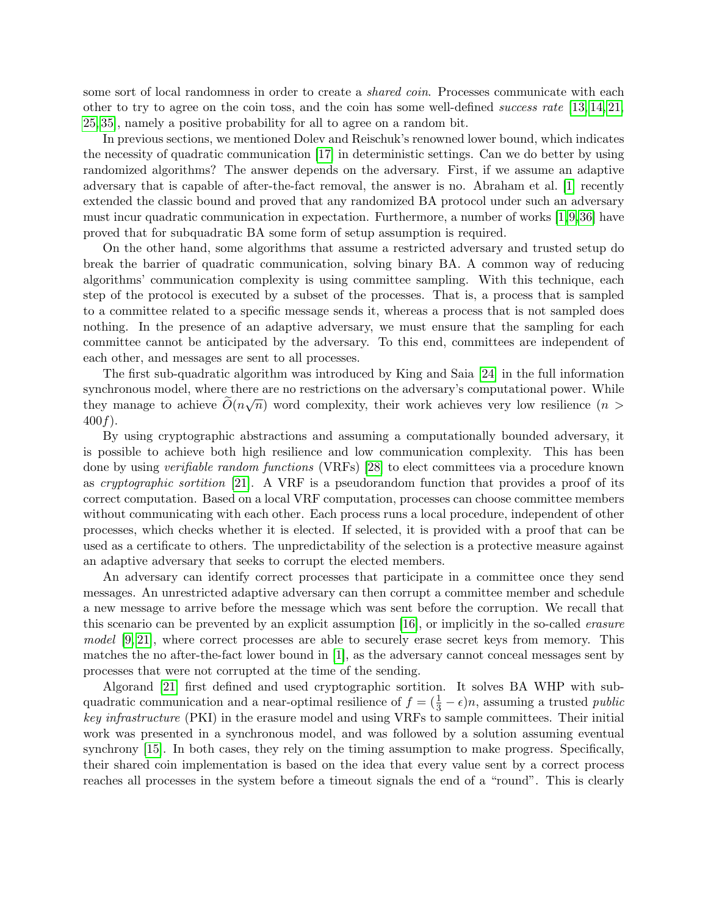some sort of local randomness in order to create a *shared coin*. Processes communicate with each other to try to agree on the coin toss, and the coin has some well-defined *success rate* [13, 14, 21, 25, 35], namely a positive probability for all to agree on a random bit.

In previous sections, we mentioned Dolev and Reischuk's renowned lower bound, which indicates the necessity of quadratic communication [17] in deterministic settings. Can we do better by using randomized algorithms? The answer depends on the adversary. First, if we assume an adaptive adversary that is capable of after-the-fact removal, the answer is no. Abraham et al. [1] recently extended the classic bound and proved that any randomized BA protocol under such an adversary must incur quadratic communication in expectation. Furthermore, a number of works [1, 9, 36] have proved that for subquadratic BA some form of setup assumption is required.

On the other hand, some algorithms that assume a restricted adversary and trusted setup do break the barrier of quadratic communication, solving binary BA. A common way of reducing algorithms' communication complexity is using committee sampling. With this technique, each step of the protocol is executed by a subset of the processes. That is, a process that is sampled to a committee related to a specific message sends it, whereas a process that is not sampled does nothing. In the presence of an adaptive adversary, we must ensure that the sampling for each committee cannot be anticipated by the adversary. To this end, committees are independent of each other, and messages are sent to all processes.

The first sub-quadratic algorithm was introduced by King and Saia [24] in the full information synchronous model, where there are no restrictions on the adversary's computational power. While they manage to achieve $\widetilde{O}(n\sqrt{n})$ word complexity, their work achieves very low resilience ($n > 400f$).

By using cryptographic abstractions and assuming a computationally bounded adversary, it is possible to achieve both high resilience and low communication complexity. This has been done by using *verifiable random functions* (VRFs) [28] to elect committees via a procedure known as *cryptographic sortition* [21]. A VRF is a pseudorandom function that provides a proof of its correct computation. Based on a local VRF computation, processes can choose committee members without communicating with each other. Each process runs a local procedure, independent of other processes, which checks whether it is elected. If selected, it is provided with a proof that can be used as a certificate to others. The unpredictability of the selection is a protective measure against an adaptive adversary that seeks to corrupt the elected members.

An adversary can identify correct processes that participate in a committee once they send messages. An unrestricted adaptive adversary can then corrupt a committee member and schedule a new message to arrive before the message which was sent before the corruption. We recall that this scenario can be prevented by an explicit assumption [16], or implicitly in the so-called *erasure model* [9, 21], where correct processes are able to securely erase secret keys from memory. This matches the no after-the-fact lower bound in [1], as the adversary cannot conceal messages sent by processes that were not corrupted at the time of the sending.

Algorand [21] first defined and used cryptographic sortition. It solves BA WHP with sub-quadratic communication and a near-optimal resilience of $f = (\frac{1}{3} - \epsilon)n$, assuming a trusted *public key infrastructure* (PKI) in the erasure model and using VRFs to sample committees. Their initial work was presented in a synchronous model, and was followed by a solution assuming eventual synchrony [15]. In both cases, they rely on the timing assumption to make progress. Specifically, their shared coin implementation is based on the idea that every value sent by a correct process reaches all processes in the system before a timeout signals the end of a "round". This is clearly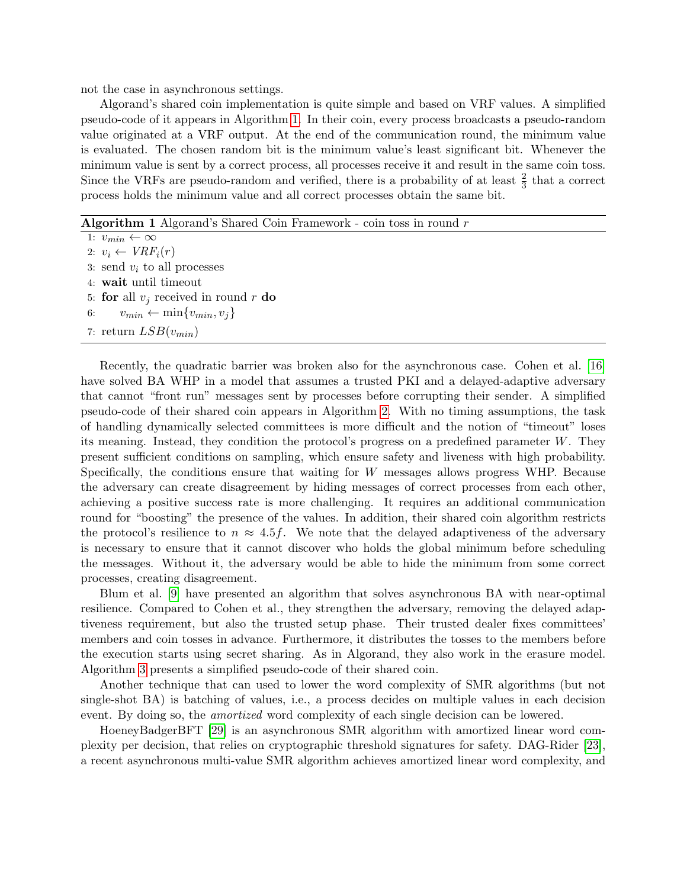not the case in asynchronous settings.

Algorand's shared coin implementation is quite simple and based on VRF values. A simplified pseudo-code of it appears in Algorithm 1. In their coin, every process broadcasts a pseudo-random value originated at a VRF output. At the end of the communication round, the minimum value is evaluated. The chosen random bit is the minimum value's least significant bit. Whenever the minimum value is sent by a correct process, all processes receive it and result in the same coin toss. Since the VRFs are pseudo-random and verified, there is a probability of at least $\frac{2}{3}$ that a correct process holds the minimum value and all correct processes obtain the same bit.

**Algorithm 1** Algorand's Shared Coin Framework - coin toss in round $r$

```
1: v_min ← ∞
2: v_i ← VRF_i(r)
3: send v_i to all processes
4: wait until timeout
5: for all v_j received in round r do
6:     v_min ← min{v_min, v_j}
7: return LSB(v_min)
```

Recently, the quadratic barrier was broken also for the asynchronous case. Cohen et al. [16] have solved BA WHP in a model that assumes a trusted PKI and a delayed-adaptive adversary that cannot "front run" messages sent by processes before corrupting their sender. A simplified pseudo-code of their shared coin appears in Algorithm 2. With no timing assumptions, the task of handling dynamically selected committees is more difficult and the notion of "timeout" loses its meaning. Instead, they condition the protocol's progress on a predefined parameter $W$. They present sufficient conditions on sampling, which ensure safety and liveness with high probability. Specifically, the conditions ensure that waiting for $W$ messages allows progress WHP. Because the adversary can create disagreement by hiding messages of correct processes from each other, achieving a positive success rate is more challenging. It requires an additional communication round for "boosting" the presence of the values. In addition, their shared coin algorithm restricts the protocol's resilience to $n \approx 4.5f$. We note that the delayed adaptiveness of the adversary is necessary to ensure that it cannot discover who holds the global minimum before scheduling the messages. Without it, the adversary would be able to hide the minimum from some correct processes, creating disagreement.

Blum et al. [9] have presented an algorithm that solves asynchronous BA with near-optimal resilience. Compared to Cohen et al., they strengthen the adversary, removing the delayed adaptiveness requirement, but also the trusted setup phase. Their trusted dealer fixes committees' members and coin tosses in advance. Furthermore, it distributes the tosses to the members before the execution starts using secret sharing. As in Algorand, they also work in the erasure model. Algorithm 3 presents a simplified pseudo-code of their shared coin.

Another technique that can used to lower the word complexity of SMR algorithms (but not single-shot BA) is batching of values, i.e., a process decides on multiple values in each decision event. By doing so, the *amortized* word complexity of each single decision can be lowered.

HoeneyBadgerBFT [29] is an asynchronous SMR algorithm with amortized linear word complexity per decision, that relies on cryptographic threshold signatures for safety. DAG-Rider [23], a recent asynchronous multi-value SMR algorithm achieves amortized linear word complexity, and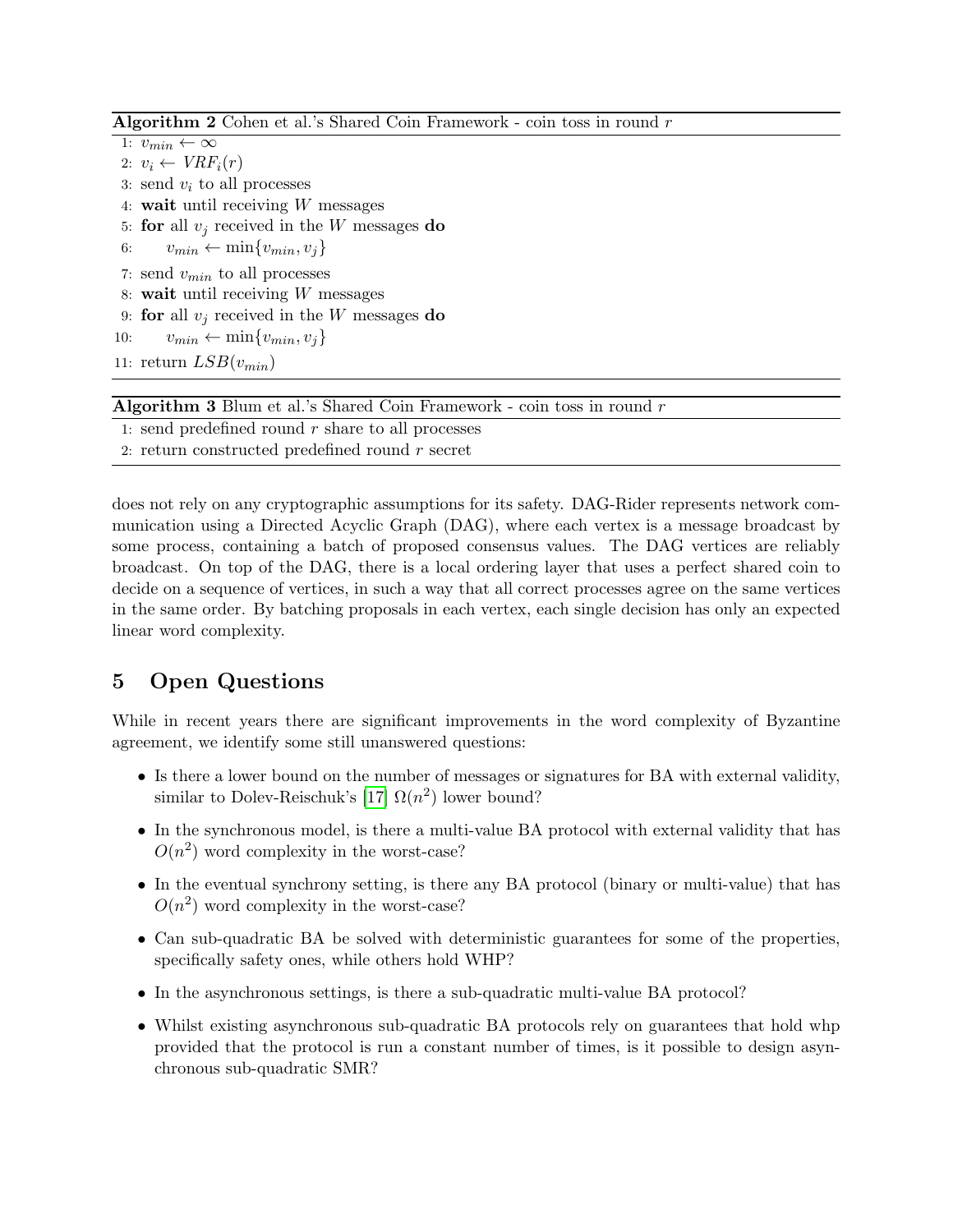**Algorithm 2** Cohen et al.'s Shared Coin Framework - coin toss in round $r$

```
1:  v_min ← ∞
2:  v_i ← VRF_i(r)
3:  send v_i to all processes
4:  wait until receiving W messages
5:  for all v_j received in the W messages do
6:      v_min ← min{v_min, v_j}
7:  send v_min to all processes
8:  wait until receiving W messages
9:  for all v_j received in the W messages do
10:     v_min ← min{v_min, v_j}
11: return LSB(v_min)
```

**Algorithm 3** Blum et al.'s Shared Coin Framework - coin toss in round $r$

```
1: send predefined round r share to all processes
2: return constructed predefined round r secret
```

does not rely on any cryptographic assumptions for its safety. DAG-Rider represents network communication using a Directed Acyclic Graph (DAG), where each vertex is a message broadcast by some process, containing a batch of proposed consensus values. The DAG vertices are reliably broadcast. On top of the DAG, there is a local ordering layer that uses a perfect shared coin to decide on a sequence of vertices, in such a way that all correct processes agree on the same vertices in the same order. By batching proposals in each vertex, each single decision has only an expected linear word complexity.

## 5 Open Questions

While in recent years there are significant improvements in the word complexity of Byzantine agreement, we identify some still unanswered questions:

- Is there a lower bound on the number of messages or signatures for BA with external validity, similar to Dolev-Reischuk's [17] $\Omega(n^2)$ lower bound?
- In the synchronous model, is there a multi-value BA protocol with external validity that has $O(n^2)$ word complexity in the worst-case?
- In the eventual synchrony setting, is there any BA protocol (binary or multi-value) that has $O(n^2)$ word complexity in the worst-case?
- Can sub-quadratic BA be solved with deterministic guarantees for some of the properties, specifically safety ones, while others hold WHP?
- In the asynchronous settings, is there a sub-quadratic multi-value BA protocol?
- Whilst existing asynchronous sub-quadratic BA protocols rely on guarantees that hold whp provided that the protocol is run a constant number of times, is it possible to design asynchronous sub-quadratic SMR?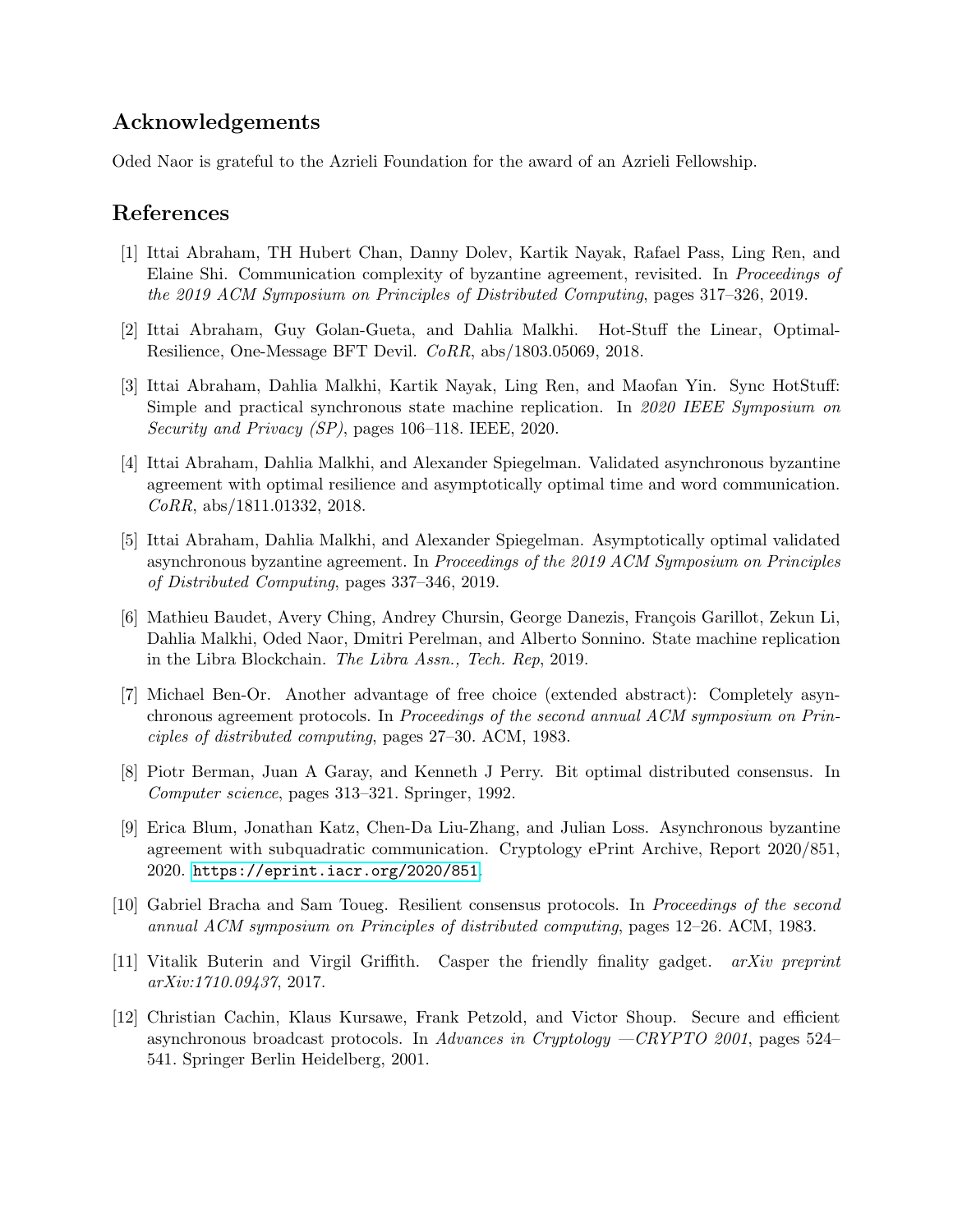## Acknowledgements

Oded Naor is grateful to the Azrieli Foundation for the award of an Azrieli Fellowship.

## References

[1] Ittai Abraham, TH Hubert Chan, Danny Dolev, Kartik Nayak, Rafael Pass, Ling Ren, and Elaine Shi. Communication complexity of byzantine agreement, revisited. In *Proceedings of the 2019 ACM Symposium on Principles of Distributed Computing*, pages 317–326, 2019.

[2] Ittai Abraham, Guy Golan-Gueta, and Dahlia Malkhi. Hot-Stuff the Linear, Optimal-Resilience, One-Message BFT Devil. *CoRR*, abs/1803.05069, 2018.

[3] Ittai Abraham, Dahlia Malkhi, Kartik Nayak, Ling Ren, and Maofan Yin. Sync HotStuff: Simple and practical synchronous state machine replication. In *2020 IEEE Symposium on Security and Privacy (SP)*, pages 106–118. IEEE, 2020.

[4] Ittai Abraham, Dahlia Malkhi, and Alexander Spiegelman. Validated asynchronous byzantine agreement with optimal resilience and asymptotically optimal time and word communication. *CoRR*, abs/1811.01332, 2018.

[5] Ittai Abraham, Dahlia Malkhi, and Alexander Spiegelman. Asymptotically optimal validated asynchronous byzantine agreement. In *Proceedings of the 2019 ACM Symposium on Principles of Distributed Computing*, pages 337–346, 2019.

[6] Mathieu Baudet, Avery Ching, Andrey Chursin, George Danezis, François Garillot, Zekun Li, Dahlia Malkhi, Oded Naor, Dmitri Perelman, and Alberto Sonnino. State machine replication in the Libra Blockchain. *The Libra Assn., Tech. Rep*, 2019.

[7] Michael Ben-Or. Another advantage of free choice (extended abstract): Completely asynchronous agreement protocols. In *Proceedings of the second annual ACM symposium on Principles of distributed computing*, pages 27–30. ACM, 1983.

[8] Piotr Berman, Juan A Garay, and Kenneth J Perry. Bit optimal distributed consensus. In *Computer science*, pages 313–321. Springer, 1992.

[9] Erica Blum, Jonathan Katz, Chen-Da Liu-Zhang, and Julian Loss. Asynchronous byzantine agreement with subquadratic communication. Cryptology ePrint Archive, Report 2020/851, 2020. https://eprint.iacr.org/2020/851.

[10] Gabriel Bracha and Sam Toueg. Resilient consensus protocols. In *Proceedings of the second annual ACM symposium on Principles of distributed computing*, pages 12–26. ACM, 1983.

[11] Vitalik Buterin and Virgil Griffith. Casper the friendly finality gadget. *arXiv preprint arXiv:1710.09437*, 2017.

[12] Christian Cachin, Klaus Kursawe, Frank Petzold, and Victor Shoup. Secure and efficient asynchronous broadcast protocols. In *Advances in Cryptology —CRYPTO 2001*, pages 524–541. Springer Berlin Heidelberg, 2001.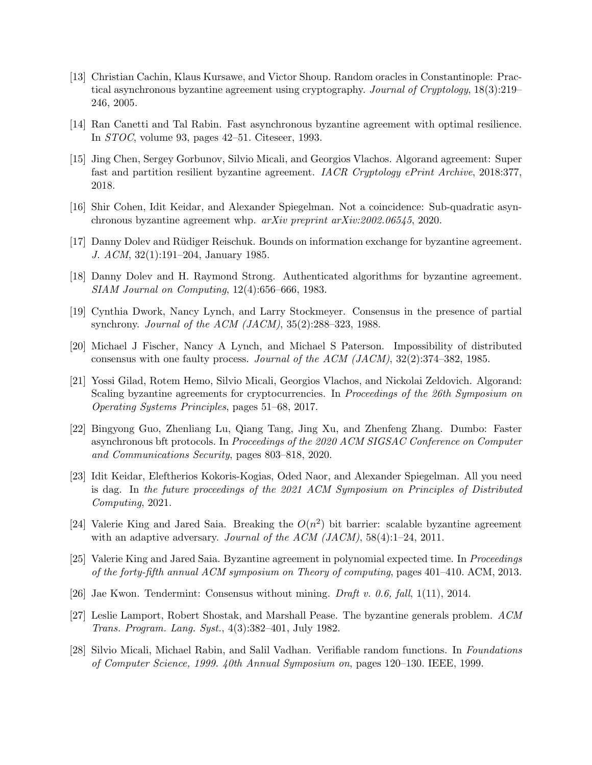[13] Christian Cachin, Klaus Kursawe, and Victor Shoup. Random oracles in Constantinople: Practical asynchronous byzantine agreement using cryptography. *Journal of Cryptology*, 18(3):219–246, 2005.

[14] Ran Canetti and Tal Rabin. Fast asynchronous byzantine agreement with optimal resilience. In *STOC*, volume 93, pages 42–51. Citeseer, 1993.

[15] Jing Chen, Sergey Gorbunov, Silvio Micali, and Georgios Vlachos. Algorand agreement: Super fast and partition resilient byzantine agreement. *IACR Cryptology ePrint Archive*, 2018:377, 2018.

[16] Shir Cohen, Idit Keidar, and Alexander Spiegelman. Not a coincidence: Sub-quadratic asynchronous byzantine agreement whp. *arXiv preprint arXiv:2002.06545*, 2020.

[17] Danny Dolev and Rüdiger Reischuk. Bounds on information exchange for byzantine agreement. *J. ACM*, 32(1):191–204, January 1985.

[18] Danny Dolev and H. Raymond Strong. Authenticated algorithms for byzantine agreement. *SIAM Journal on Computing*, 12(4):656–666, 1983.

[19] Cynthia Dwork, Nancy Lynch, and Larry Stockmeyer. Consensus in the presence of partial synchrony. *Journal of the ACM (JACM)*, 35(2):288–323, 1988.

[20] Michael J Fischer, Nancy A Lynch, and Michael S Paterson. Impossibility of distributed consensus with one faulty process. *Journal of the ACM (JACM)*, 32(2):374–382, 1985.

[21] Yossi Gilad, Rotem Hemo, Silvio Micali, Georgios Vlachos, and Nickolai Zeldovich. Algorand: Scaling byzantine agreements for cryptocurrencies. In *Proceedings of the 26th Symposium on Operating Systems Principles*, pages 51–68, 2017.

[22] Bingyong Guo, Zhenliang Lu, Qiang Tang, Jing Xu, and Zhenfeng Zhang. Dumbo: Faster asynchronous bft protocols. In *Proceedings of the 2020 ACM SIGSAC Conference on Computer and Communications Security*, pages 803–818, 2020.

[23] Idit Keidar, Eleftherios Kokoris-Kogias, Oded Naor, and Alexander Spiegelman. All you need is dag. In *the future proceedings of the 2021 ACM Symposium on Principles of Distributed Computing*, 2021.

[24] Valerie King and Jared Saia. Breaking the $O(n^2)$ bit barrier: scalable byzantine agreement with an adaptive adversary. *Journal of the ACM (JACM)*, 58(4):1–24, 2011.

[25] Valerie King and Jared Saia. Byzantine agreement in polynomial expected time. In *Proceedings of the forty-fifth annual ACM symposium on Theory of computing*, pages 401–410. ACM, 2013.

[26] Jae Kwon. Tendermint: Consensus without mining. *Draft v. 0.6, fall*, 1(11), 2014.

[27] Leslie Lamport, Robert Shostak, and Marshall Pease. The byzantine generals problem. *ACM Trans. Program. Lang. Syst.*, 4(3):382–401, July 1982.

[28] Silvio Micali, Michael Rabin, and Salil Vadhan. Verifiable random functions. In *Foundations of Computer Science, 1999. 40th Annual Symposium on*, pages 120–130. IEEE, 1999.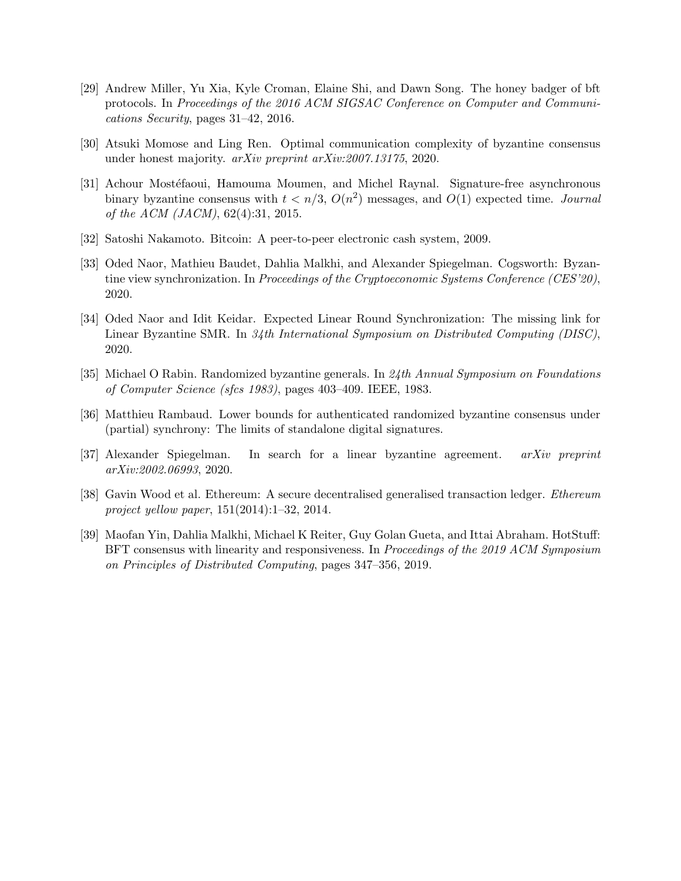[29] Andrew Miller, Yu Xia, Kyle Croman, Elaine Shi, and Dawn Song. The honey badger of bft protocols. In *Proceedings of the 2016 ACM SIGSAC Conference on Computer and Communications Security*, pages 31–42, 2016.

[30] Atsuki Momose and Ling Ren. Optimal communication complexity of byzantine consensus under honest majority. *arXiv preprint arXiv:2007.13175*, 2020.

[31] Achour Mostéfaoui, Hamouma Moumen, and Michel Raynal. Signature-free asynchronous binary byzantine consensus with $t < n/3$, $O(n^2)$ messages, and $O(1)$ expected time. *Journal of the ACM (JACM)*, 62(4):31, 2015.

[32] Satoshi Nakamoto. Bitcoin: A peer-to-peer electronic cash system, 2009.

[33] Oded Naor, Mathieu Baudet, Dahlia Malkhi, and Alexander Spiegelman. Cogsworth: Byzantine view synchronization. In *Proceedings of the Cryptoeconomic Systems Conference (CES'20)*, 2020.

[34] Oded Naor and Idit Keidar. Expected Linear Round Synchronization: The missing link for Linear Byzantine SMR. In *34th International Symposium on Distributed Computing (DISC)*, 2020.

[35] Michael O Rabin. Randomized byzantine generals. In *24th Annual Symposium on Foundations of Computer Science (sfcs 1983)*, pages 403–409. IEEE, 1983.

[36] Matthieu Rambaud. Lower bounds for authenticated randomized byzantine consensus under (partial) synchrony: The limits of standalone digital signatures.

[37] Alexander Spiegelman. In search for a linear byzantine agreement. *arXiv preprint arXiv:2002.06993*, 2020.

[38] Gavin Wood et al. Ethereum: A secure decentralised generalised transaction ledger. *Ethereum project yellow paper*, 151(2014):1–32, 2014.

[39] Maofan Yin, Dahlia Malkhi, Michael K Reiter, Guy Golan Gueta, and Ittai Abraham. HotStuff: BFT consensus with linearity and responsiveness. In *Proceedings of the 2019 ACM Symposium on Principles of Distributed Computing*, pages 347–356, 2019.